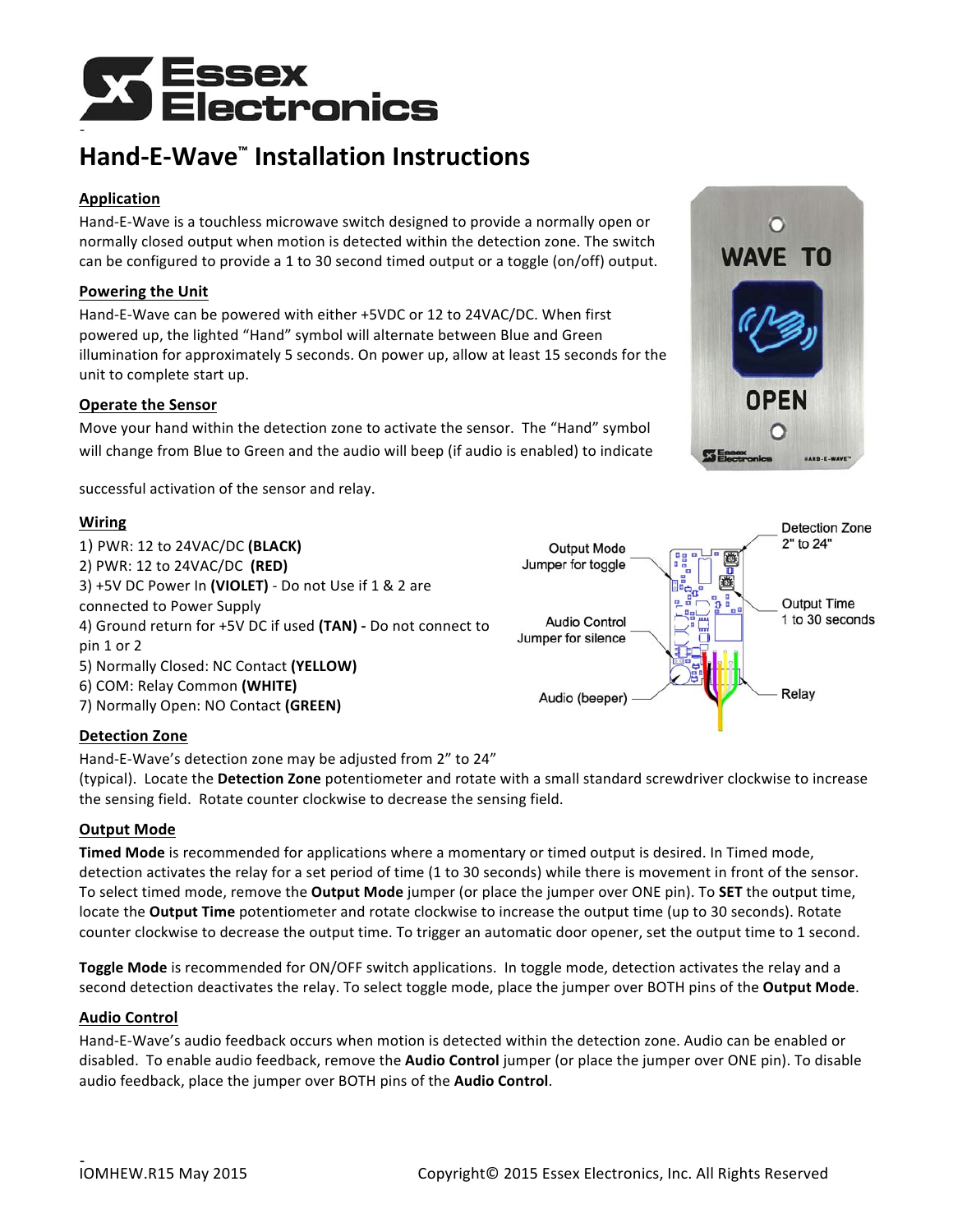Essex Electronics

# Hand-E-Wave™ Installation Instructions

## Application

Hand-E-Wave is a touchless microwave switch designed to provide a normally open or normally closed output when motion is detected within the detection zone. The switch can be configured to provide a 1 to 30 second timed output or a toggle (on/off) output.

## Powering the Unit

Hand-E-Wave can be powered with either +5VDC or 12 to 24VAC/DC. When first powered up, the lighted "Hand" symbol will alternate between Blue and Green illumination for approximately 5 seconds. On power up, allow at least 15 seconds for the unit to complete start up.

## Operate the Sensor

Move your hand within the detection zone to activate the sensor. The "Hand" symbol will change from Blue to Green and the audio will beep (if audio is enabled) to indicate successful activation of the sensor and relay.

## Wiring

1) PWR: 12 to 24VAC/DC **(BLACK)**
2) PWR: 12 to 24VAC/DC **(RED)**
3) +5V DC Power In **(VIOLET)** - Do not Use if 1 & 2 are connected to Power Supply
4) Ground return for +5V DC if used **(TAN) -** Do not connect to pin 1 or 2
5) Normally Closed: NC Contact **(YELLOW)**
6) COM: Relay Common **(WHITE)**
7) Normally Open: NO Contact **(GREEN)**

Output Mode Jumper for toggle

Audio Control Jumper for silence

Audio (beeper)

Detection Zone 2" to 24"

Output Time 1 to 30 seconds

Relay

## Detection Zone

Hand-E-Wave's detection zone may be adjusted from 2" to 24" (typical). Locate the **Detection Zone** potentiometer and rotate with a small standard screwdriver clockwise to increase the sensing field. Rotate counter clockwise to decrease the sensing field.

## Output Mode

**Timed Mode** is recommended for applications where a momentary or timed output is desired. In Timed mode, detection activates the relay for a set period of time (1 to 30 seconds) while there is movement in front of the sensor. To select timed mode, remove the **Output Mode** jumper (or place the jumper over ONE pin). To **SET** the output time, locate the **Output Time** potentiometer and rotate clockwise to increase the output time (up to 30 seconds). Rotate counter clockwise to decrease the output time. To trigger an automatic door opener, set the output time to 1 second.

**Toggle Mode** is recommended for ON/OFF switch applications. In toggle mode, detection activates the relay and a second detection deactivates the relay. To select toggle mode, place the jumper over BOTH pins of the **Output Mode**.

## Audio Control

Hand-E-Wave's audio feedback occurs when motion is detected within the detection zone. Audio can be enabled or disabled. To enable audio feedback, remove the **Audio Control** jumper (or place the jumper over ONE pin). To disable audio feedback, place the jumper over BOTH pins of the **Audio Control**.

IOMHEW.R15 May 2015 Copyright© 2015 Essex Electronics, Inc. All Rights Reserved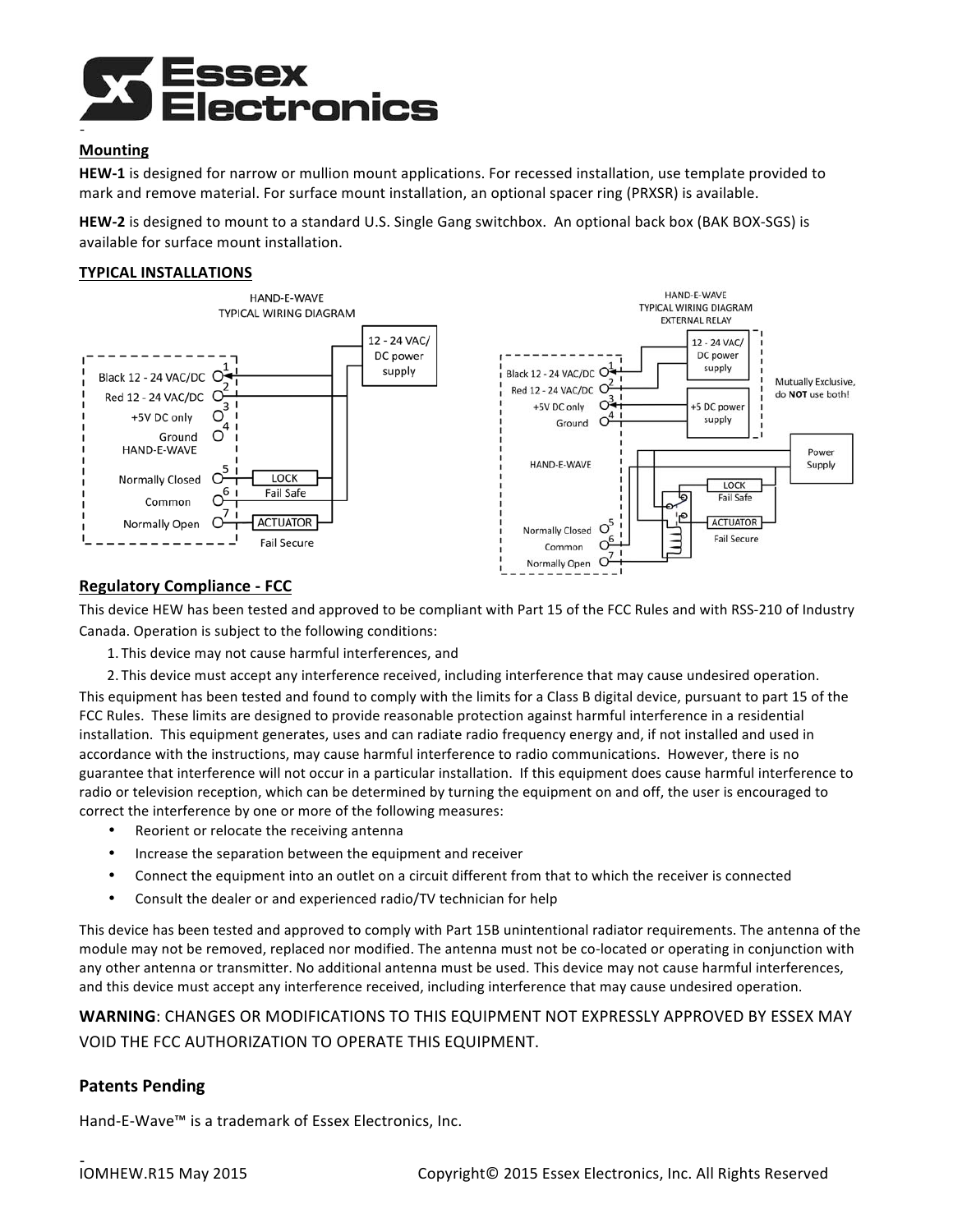## Mounting

**HEW-1** is designed for narrow or mullion mount applications. For recessed installation, use template provided to mark and remove material. For surface mount installation, an optional spacer ring (PRXSR) is available.

**HEW-2** is designed to mount to a standard U.S. Single Gang switchbox. An optional back box (BAK BOX-SGS) is available for surface mount installation.

## TYPICAL INSTALLATIONS

HAND-E-WAVE
TYPICAL WIRING DIAGRAM

12 - 24 VAC/DC power supply
Black 12 - 24 VAC/DC 1
Red 12 - 24 VAC/DC 2
+5V DC only 3
Ground 4
HAND-E-WAVE
Normally Closed 5
Common 6
Normally Open 7
LOCK
Fail Safe
ACTUATOR
Fail Secure

HAND-E-WAVE
TYPICAL WIRING DIAGRAM
EXTERNAL RELAY

12 - 24 VAC/DC power supply
+5 DC power supply
Mutually Exclusive, do **NOT** use both!
Black 12 - 24 VAC/DC 1
Red 12 - 24 VAC/DC 2
+5V DC only 3
Ground 4
HAND-E-WAVE
Power Supply
LOCK
Fail Safe
ACTUATOR
Fail Secure
Normally Closed 5
Common 6
Normally Open 7

## Regulatory Compliance - FCC

This device HEW has been tested and approved to be compliant with Part 15 of the FCC Rules and with RSS-210 of Industry Canada. Operation is subject to the following conditions:

1. This device may not cause harmful interferences, and
2. This device must accept any interference received, including interference that may cause undesired operation.

This equipment has been tested and found to comply with the limits for a Class B digital device, pursuant to part 15 of the FCC Rules. These limits are designed to provide reasonable protection against harmful interference in a residential installation. This equipment generates, uses and can radiate radio frequency energy and, if not installed and used in accordance with the instructions, may cause harmful interference to radio communications. However, there is no guarantee that interference will not occur in a particular installation. If this equipment does cause harmful interference to radio or television reception, which can be determined by turning the equipment on and off, the user is encouraged to correct the interference by one or more of the following measures:

- Reorient or relocate the receiving antenna
- Increase the separation between the equipment and receiver
- Connect the equipment into an outlet on a circuit different from that to which the receiver is connected
- Consult the dealer or and experienced radio/TV technician for help

This device has been tested and approved to comply with Part 15B unintentional radiator requirements. The antenna of the module may not be removed, replaced nor modified. The antenna must not be co-located or operating in conjunction with any other antenna or transmitter. No additional antenna must be used. This device may not cause harmful interferences, and this device must accept any interference received, including interference that may cause undesired operation.

**WARNING**: CHANGES OR MODIFICATIONS TO THIS EQUIPMENT NOT EXPRESSLY APPROVED BY ESSEX MAY VOID THE FCC AUTHORIZATION TO OPERATE THIS EQUIPMENT.

## Patents Pending

Hand-E-Wave™ is a trademark of Essex Electronics, Inc.

IOMHEW.R15 May 2015 Copyright© 2015 Essex Electronics, Inc. All Rights Reserved